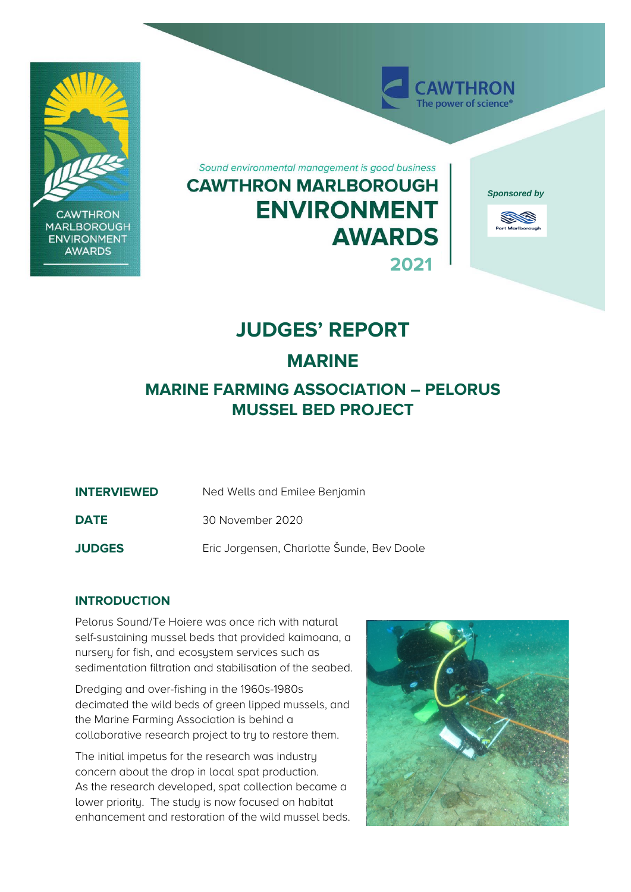*Sound environmental management is good business*

# CAWTHRON MARLBOROUGH ENVIRONMENT AWARDS 2021

*Sponsored by*

# JUDGES' REPORT

## MARINE

## MARINE FARMING ASSOCIATION – PELORUS MUSSEL BED PROJECT

| | |
|---|---|
| **INTERVIEWED** | Ned Wells and Emilee Benjamin |
| **DATE** | 30 November 2020 |
| **JUDGES** | Eric Jorgensen, Charlotte Šunde, Bev Doole |

### INTRODUCTION

Pelorus Sound/Te Hoiere was once rich with natural self-sustaining mussel beds that provided kaimoana, a nursery for fish, and ecosystem services such as sedimentation filtration and stabilisation of the seabed.

Dredging and over-fishing in the 1960s-1980s decimated the wild beds of green lipped mussels, and the Marine Farming Association is behind a collaborative research project to try to restore them.

The initial impetus for the research was industry concern about the drop in local spat production. As the research developed, spat collection became a lower priority. The study is now focused on habitat enhancement and restoration of the wild mussel beds.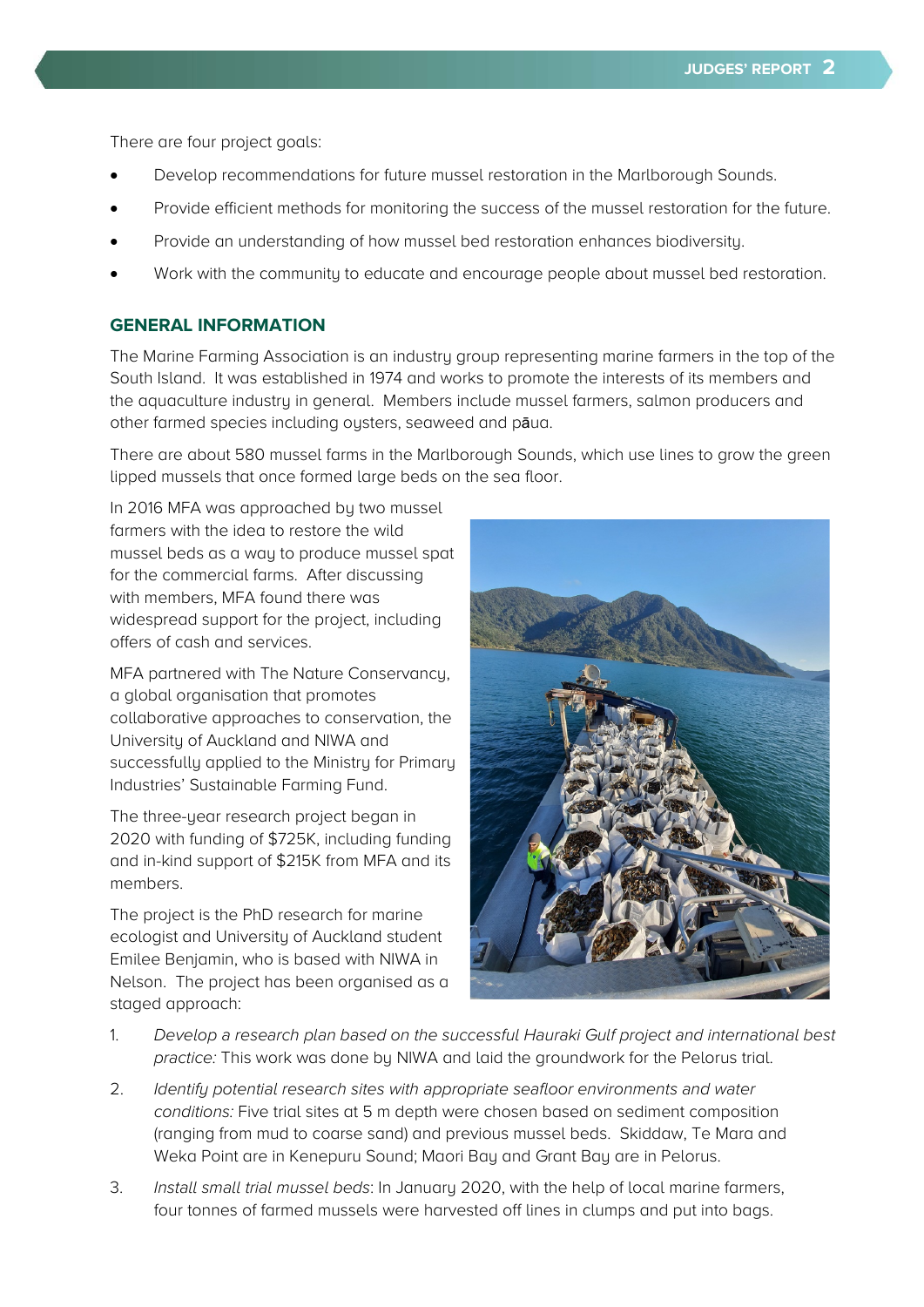There are four project goals:

- Develop recommendations for future mussel restoration in the Marlborough Sounds.
- Provide efficient methods for monitoring the success of the mussel restoration for the future.
- Provide an understanding of how mussel bed restoration enhances biodiversity.
- Work with the community to educate and encourage people about mussel bed restoration.

## GENERAL INFORMATION

The Marine Farming Association is an industry group representing marine farmers in the top of the South Island. It was established in 1974 and works to promote the interests of its members and the aquaculture industry in general. Members include mussel farmers, salmon producers and other farmed species including oysters, seaweed and pāua.

There are about 580 mussel farms in the Marlborough Sounds, which use lines to grow the green lipped mussels that once formed large beds on the sea floor.

In 2016 MFA was approached by two mussel farmers with the idea to restore the wild mussel beds as a way to produce mussel spat for the commercial farms. After discussing with members, MFA found there was widespread support for the project, including offers of cash and services.

MFA partnered with The Nature Conservancy, a global organisation that promotes collaborative approaches to conservation, the University of Auckland and NIWA and successfully applied to the Ministry for Primary Industries' Sustainable Farming Fund.

The three-year research project began in 2020 with funding of $725K, including funding and in-kind support of $215K from MFA and its members.

The project is the PhD research for marine ecologist and University of Auckland student Emilee Benjamin, who is based with NIWA in Nelson. The project has been organised as a staged approach:

1. *Develop a research plan based on the successful Hauraki Gulf project and international best practice:* This work was done by NIWA and laid the groundwork for the Pelorus trial.
2. *Identify potential research sites with appropriate seafloor environments and water conditions:* Five trial sites at 5 m depth were chosen based on sediment composition (ranging from mud to coarse sand) and previous mussel beds. Skiddaw, Te Mara and Weka Point are in Kenepuru Sound; Maori Bay and Grant Bay are in Pelorus.
3. *Install small trial mussel beds*: In January 2020, with the help of local marine farmers, four tonnes of farmed mussels were harvested off lines in clumps and put into bags.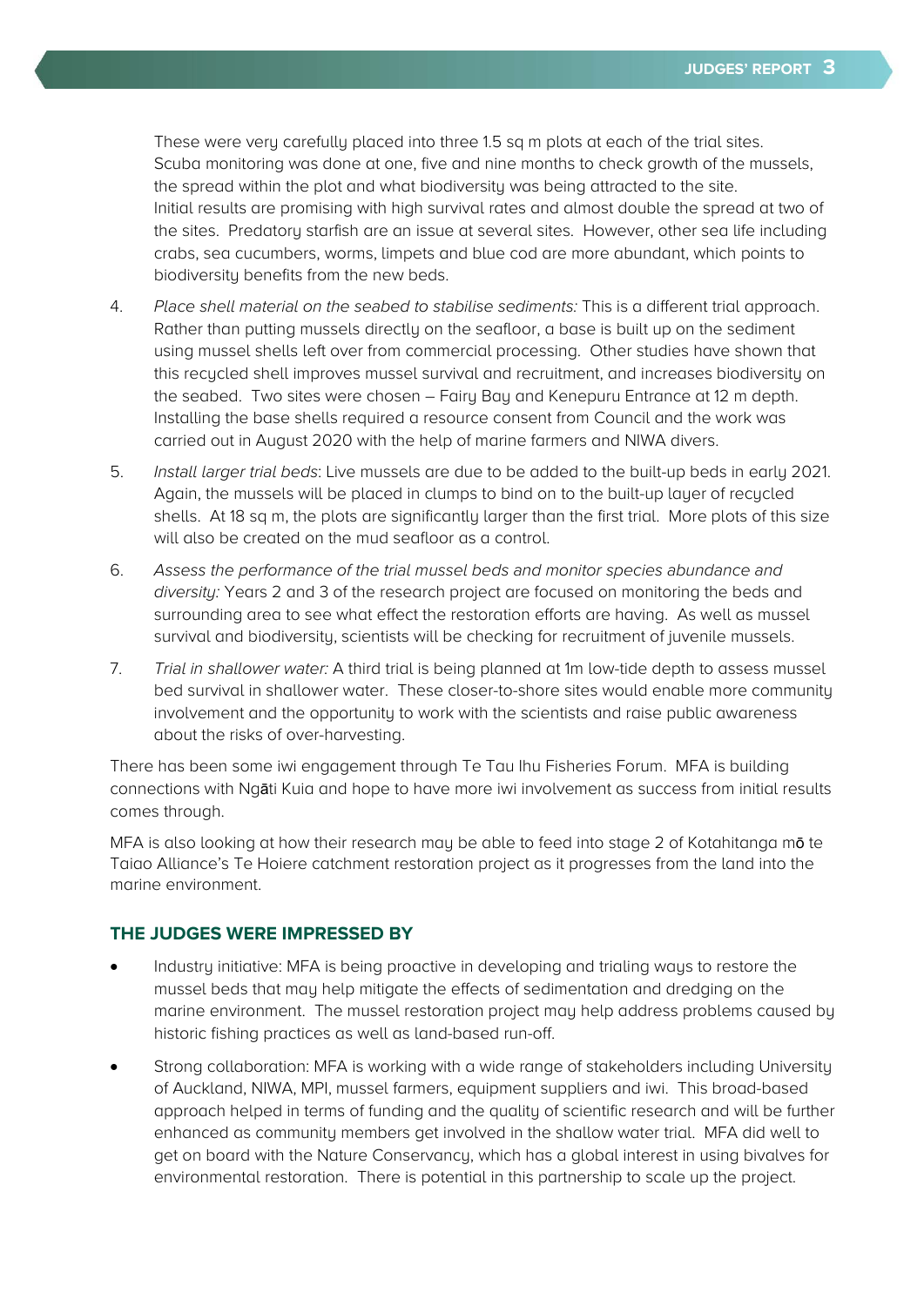These were very carefully placed into three 1.5 sq m plots at each of the trial sites. Scuba monitoring was done at one, five and nine months to check growth of the mussels, the spread within the plot and what biodiversity was being attracted to the site. Initial results are promising with high survival rates and almost double the spread at two of the sites. Predatory starfish are an issue at several sites. However, other sea life including crabs, sea cucumbers, worms, limpets and blue cod are more abundant, which points to biodiversity benefits from the new beds.

4. *Place shell material on the seabed to stabilise sediments:* This is a different trial approach. Rather than putting mussels directly on the seafloor, a base is built up on the sediment using mussel shells left over from commercial processing. Other studies have shown that this recycled shell improves mussel survival and recruitment, and increases biodiversity on the seabed. Two sites were chosen – Fairy Bay and Kenepuru Entrance at 12 m depth. Installing the base shells required a resource consent from Council and the work was carried out in August 2020 with the help of marine farmers and NIWA divers.

5. *Install larger trial beds*: Live mussels are due to be added to the built-up beds in early 2021. Again, the mussels will be placed in clumps to bind on to the built-up layer of recycled shells. At 18 sq m, the plots are significantly larger than the first trial. More plots of this size will also be created on the mud seafloor as a control.

6. *Assess the performance of the trial mussel beds and monitor species abundance and diversity:* Years 2 and 3 of the research project are focused on monitoring the beds and surrounding area to see what effect the restoration efforts are having. As well as mussel survival and biodiversity, scientists will be checking for recruitment of juvenile mussels.

7. *Trial in shallower water:* A third trial is being planned at 1m low-tide depth to assess mussel bed survival in shallower water. These closer-to-shore sites would enable more community involvement and the opportunity to work with the scientists and raise public awareness about the risks of over-harvesting.

There has been some iwi engagement through Te Tau Ihu Fisheries Forum. MFA is building connections with Ngāti Kuia and hope to have more iwi involvement as success from initial results comes through.

MFA is also looking at how their research may be able to feed into stage 2 of Kotahitanga mō te Taiao Alliance's Te Hoiere catchment restoration project as it progresses from the land into the marine environment.

## THE JUDGES WERE IMPRESSED BY

- Industry initiative: MFA is being proactive in developing and trialing ways to restore the mussel beds that may help mitigate the effects of sedimentation and dredging on the marine environment. The mussel restoration project may help address problems caused by historic fishing practices as well as land-based run-off.
- Strong collaboration: MFA is working with a wide range of stakeholders including University of Auckland, NIWA, MPI, mussel farmers, equipment suppliers and iwi. This broad-based approach helped in terms of funding and the quality of scientific research and will be further enhanced as community members get involved in the shallow water trial. MFA did well to get on board with the Nature Conservancy, which has a global interest in using bivalves for environmental restoration. There is potential in this partnership to scale up the project.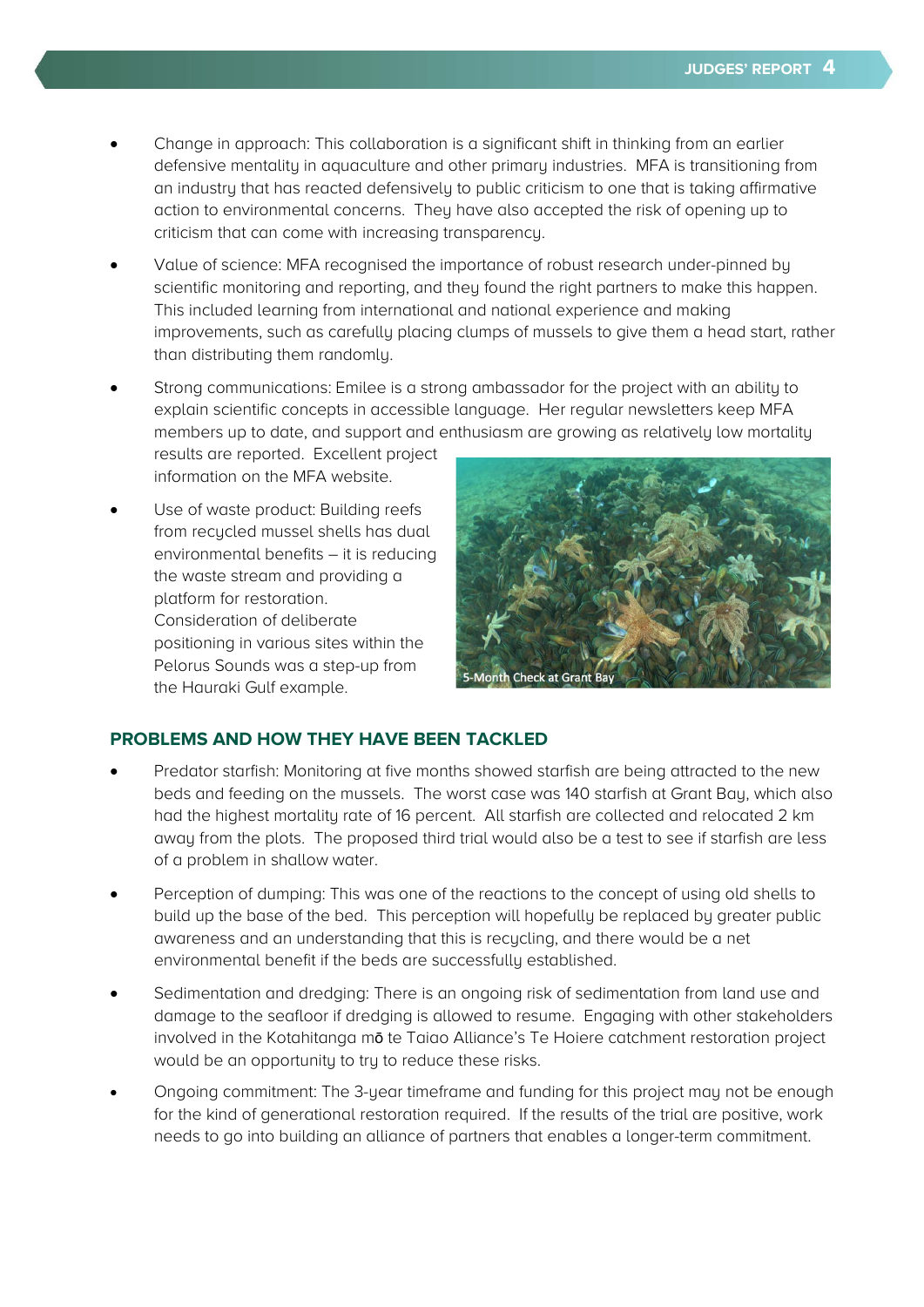- Change in approach: This collaboration is a significant shift in thinking from an earlier defensive mentality in aquaculture and other primary industries. MFA is transitioning from an industry that has reacted defensively to public criticism to one that is taking affirmative action to environmental concerns. They have also accepted the risk of opening up to criticism that can come with increasing transparency.
- Value of science: MFA recognised the importance of robust research under-pinned by scientific monitoring and reporting, and they found the right partners to make this happen. This included learning from international and national experience and making improvements, such as carefully placing clumps of mussels to give them a head start, rather than distributing them randomly.
- Strong communications: Emilee is a strong ambassador for the project with an ability to explain scientific concepts in accessible language. Her regular newsletters keep MFA members up to date, and support and enthusiasm are growing as relatively low mortality results are reported. Excellent project information on the MFA website.
- Use of waste product: Building reefs from recycled mussel shells has dual environmental benefits – it is reducing the waste stream and providing a platform for restoration. Consideration of deliberate positioning in various sites within the Pelorus Sounds was a step-up from the Hauraki Gulf example.

5-Month Check at Grant Bay

## PROBLEMS AND HOW THEY HAVE BEEN TACKLED

- Predator starfish: Monitoring at five months showed starfish are being attracted to the new beds and feeding on the mussels. The worst case was 140 starfish at Grant Bay, which also had the highest mortality rate of 16 percent. All starfish are collected and relocated 2 km away from the plots. The proposed third trial would also be a test to see if starfish are less of a problem in shallow water.
- Perception of dumping: This was one of the reactions to the concept of using old shells to build up the base of the bed. This perception will hopefully be replaced by greater public awareness and an understanding that this is recycling, and there would be a net environmental benefit if the beds are successfully established.
- Sedimentation and dredging: There is an ongoing risk of sedimentation from land use and damage to the seafloor if dredging is allowed to resume. Engaging with other stakeholders involved in the Kotahitanga mō te Taiao Alliance's Te Hoiere catchment restoration project would be an opportunity to try to reduce these risks.
- Ongoing commitment: The 3-year timeframe and funding for this project may not be enough for the kind of generational restoration required. If the results of the trial are positive, work needs to go into building an alliance of partners that enables a longer-term commitment.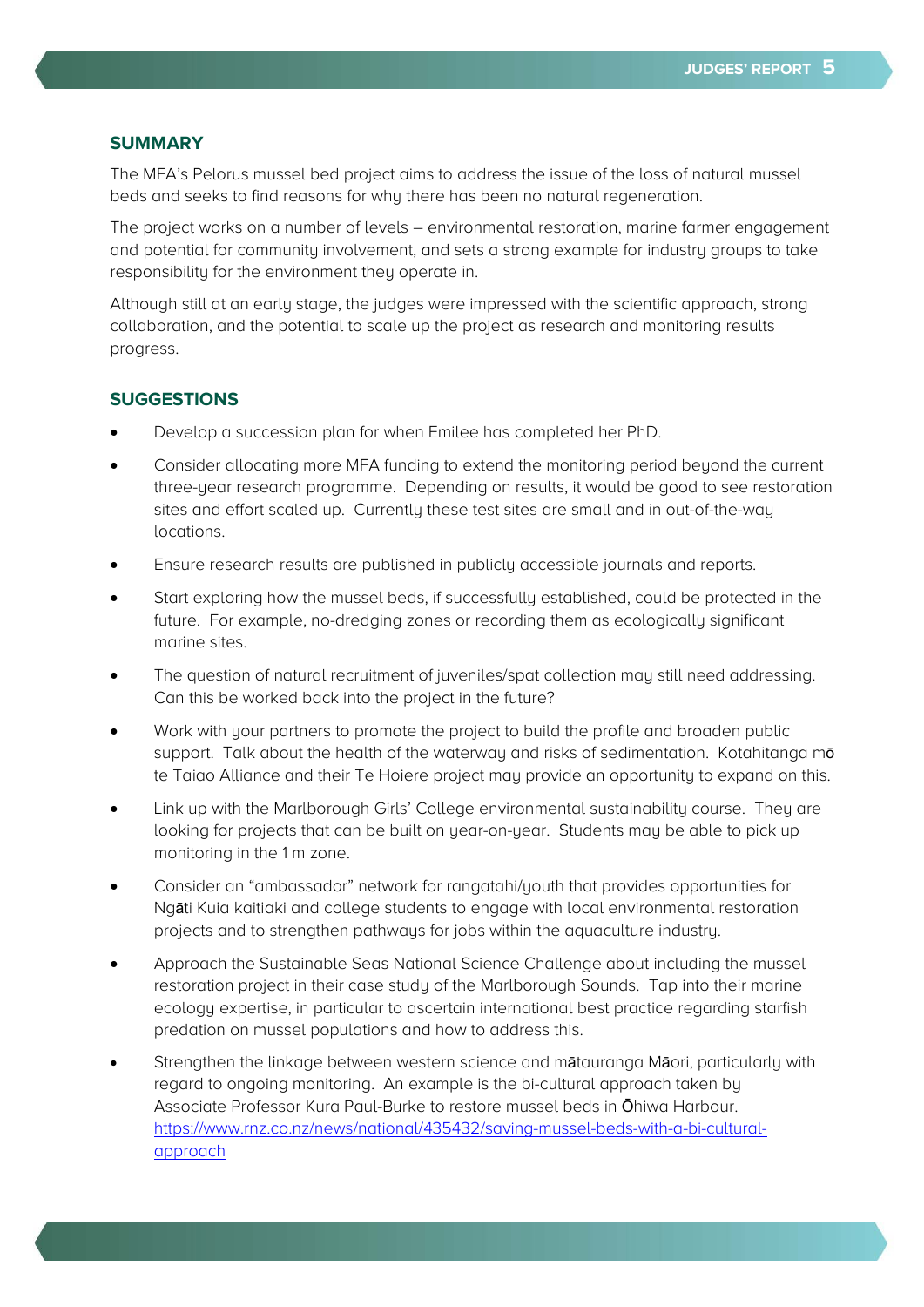## SUMMARY

The MFA's Pelorus mussel bed project aims to address the issue of the loss of natural mussel beds and seeks to find reasons for why there has been no natural regeneration.

The project works on a number of levels – environmental restoration, marine farmer engagement and potential for community involvement, and sets a strong example for industry groups to take responsibility for the environment they operate in.

Although still at an early stage, the judges were impressed with the scientific approach, strong collaboration, and the potential to scale up the project as research and monitoring results progress.

## SUGGESTIONS

- Develop a succession plan for when Emilee has completed her PhD.
- Consider allocating more MFA funding to extend the monitoring period beyond the current three-year research programme. Depending on results, it would be good to see restoration sites and effort scaled up. Currently these test sites are small and in out-of-the-way locations.
- Ensure research results are published in publicly accessible journals and reports.
- Start exploring how the mussel beds, if successfully established, could be protected in the future. For example, no-dredging zones or recording them as ecologically significant marine sites.
- The question of natural recruitment of juveniles/spat collection may still need addressing. Can this be worked back into the project in the future?
- Work with your partners to promote the project to build the profile and broaden public support. Talk about the health of the waterway and risks of sedimentation. Kotahitanga mō te Taiao Alliance and their Te Hoiere project may provide an opportunity to expand on this.
- Link up with the Marlborough Girls' College environmental sustainability course. They are looking for projects that can be built on year-on-year. Students may be able to pick up monitoring in the 1 m zone.
- Consider an "ambassador" network for rangatahi/youth that provides opportunities for Ngāti Kuia kaitiaki and college students to engage with local environmental restoration projects and to strengthen pathways for jobs within the aquaculture industry.
- Approach the Sustainable Seas National Science Challenge about including the mussel restoration project in their case study of the Marlborough Sounds. Tap into their marine ecology expertise, in particular to ascertain international best practice regarding starfish predation on mussel populations and how to address this.
- Strengthen the linkage between western science and mātauranga Māori, particularly with regard to ongoing monitoring. An example is the bi-cultural approach taken by Associate Professor Kura Paul-Burke to restore mussel beds in Ōhiwa Harbour. https://www.rnz.co.nz/news/national/435432/saving-mussel-beds-with-a-bi-cultural-approach